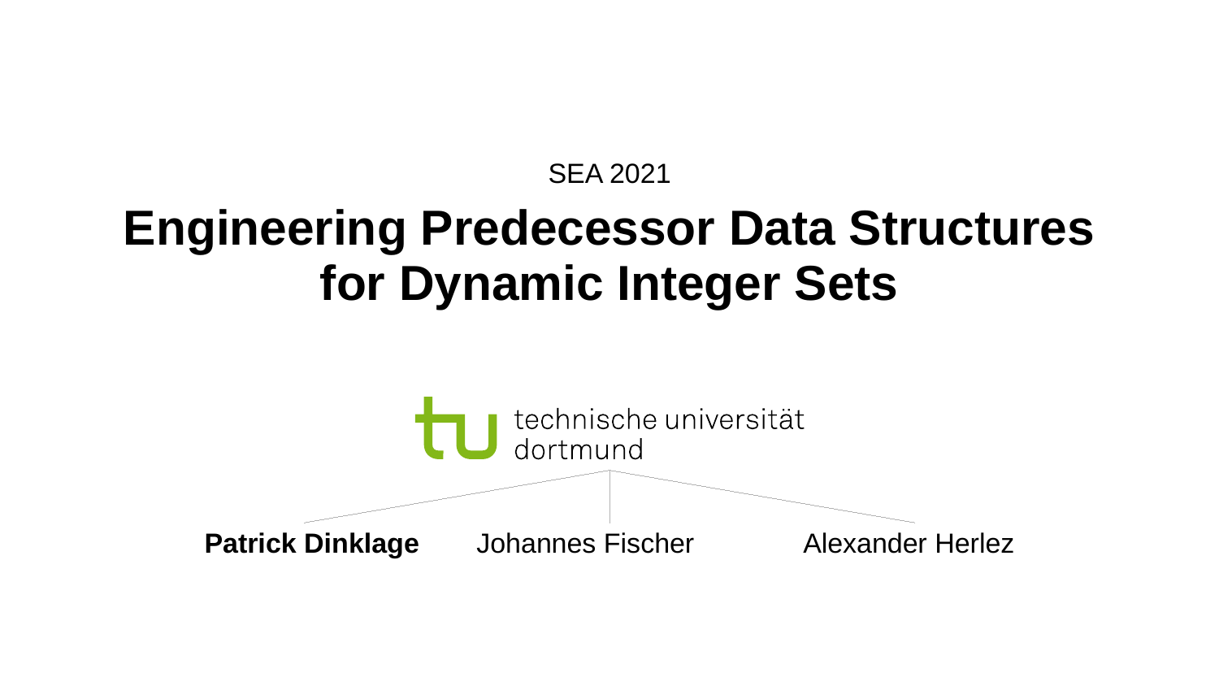SEA 2021

# Engineering Predecessor Data Structures for Dynamic Integer Sets

technische universität dortmund

**Patrick Dinklage** Johannes Fischer Alexander Herlez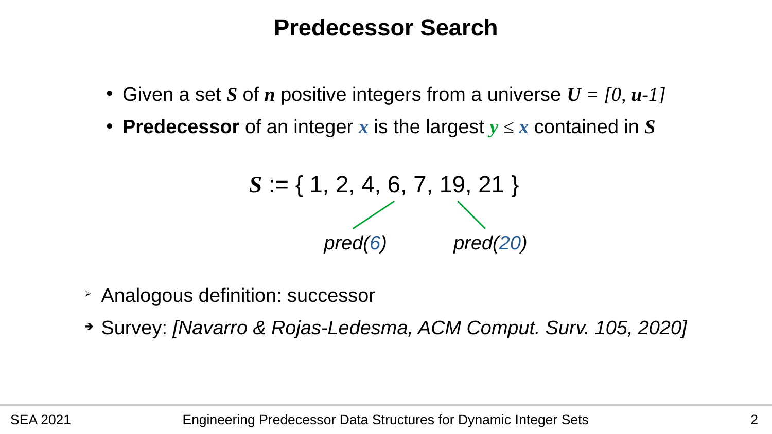# Predecessor Search

- Given a set $S$ of $n$ positive integers from a universe $U = [0, u\text{-}1]$
- **Predecessor** of an integer $x$ is the largest $y \leq x$ contained in $S$

$$S := \{ 1, 2, 4, 6, 7, 19, 21 \}$$

*pred(6)* *pred(20)*

- Analogous definition: successor
- Survey: *[Navarro & Rojas-Ledesma, ACM Comput. Surv. 105, 2020]*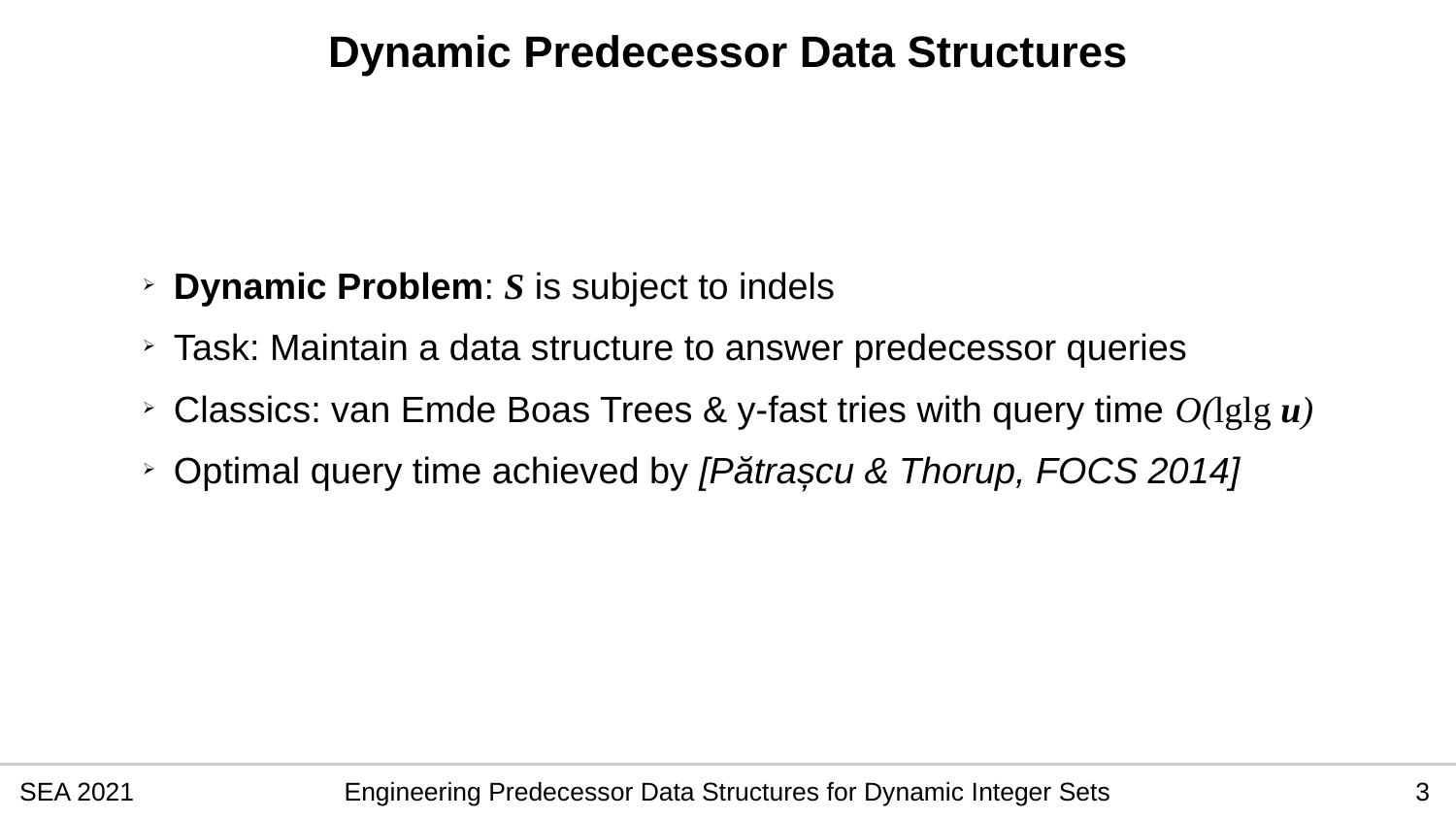# Dynamic Predecessor Data Structures

- **Dynamic Problem**: $S$ is subject to indels
- Task: Maintain a data structure to answer predecessor queries
- Classics: van Emde Boas Trees & y-fast tries with query time $O(\lg\lg u)$
- Optimal query time achieved by *[Pătrașcu & Thorup, FOCS 2014]*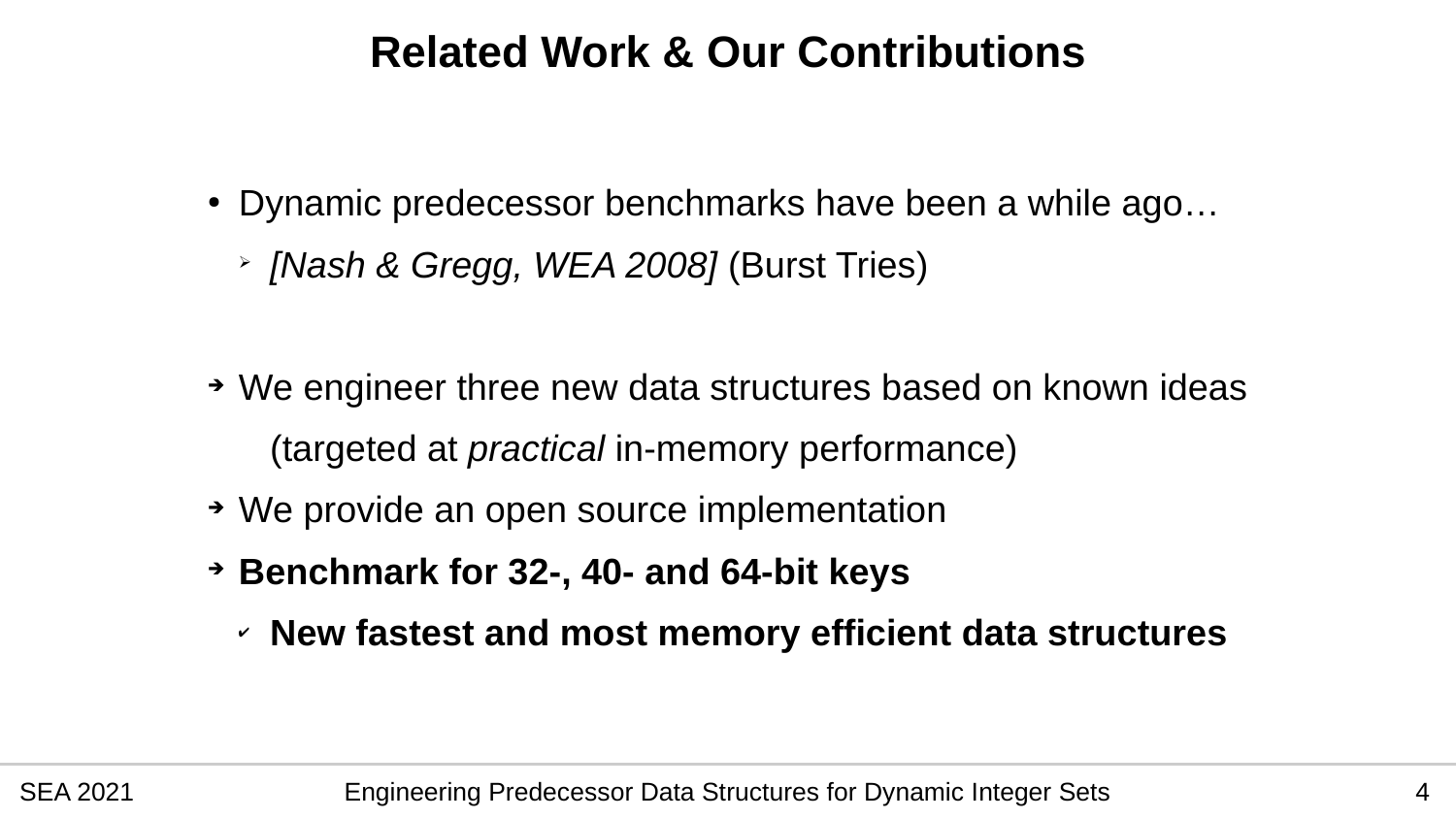# Related Work & Our Contributions

- Dynamic predecessor benchmarks have been a while ago…
  - *[Nash & Gregg, WEA 2008]* (Burst Tries)

- We engineer three new data structures based on known ideas (targeted at *practical* in-memory performance)
- We provide an open source implementation
- **Benchmark for 32-, 40- and 64-bit keys**
  - **New fastest and most memory efficient data structures**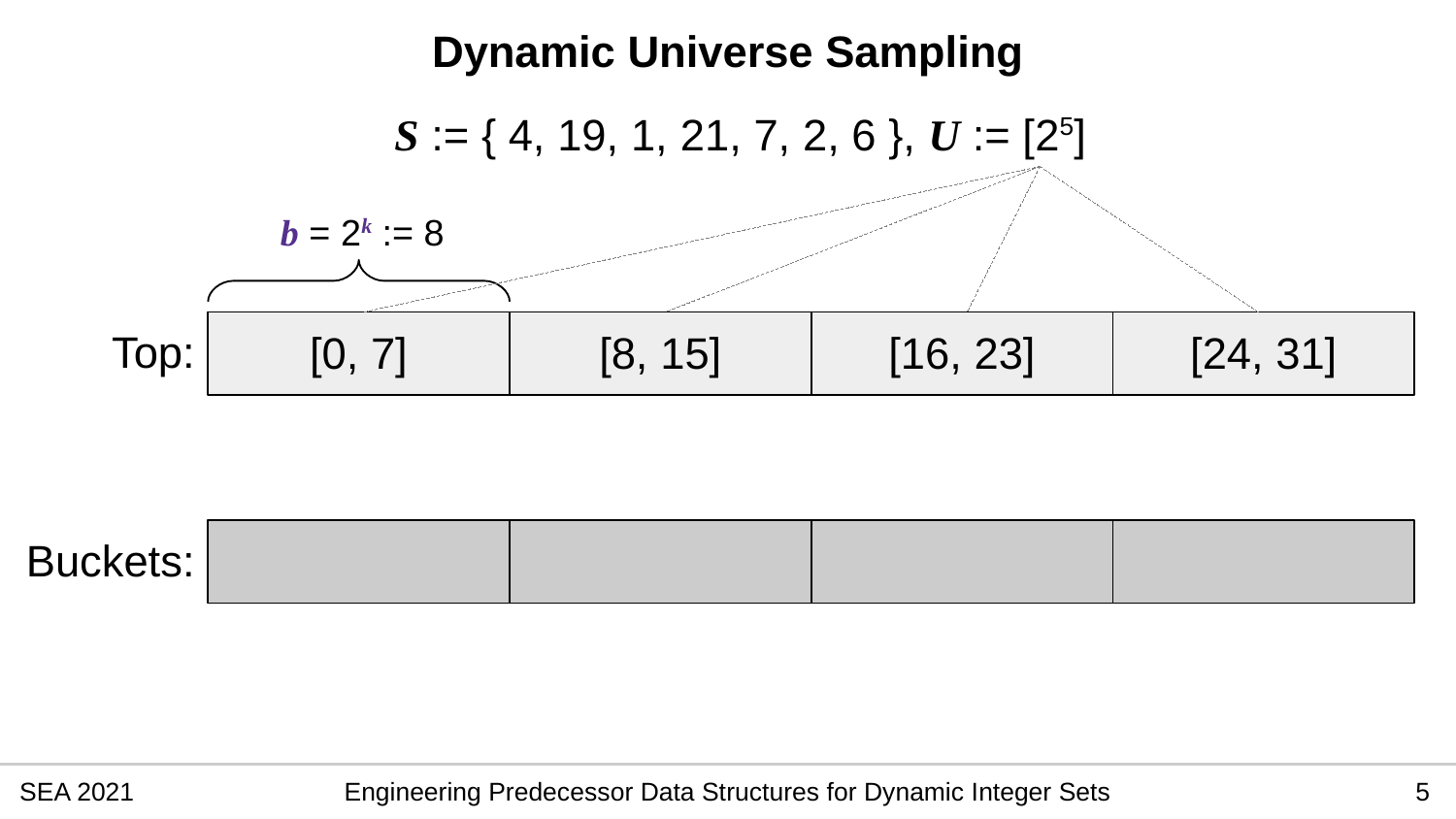# Dynamic Universe Sampling

$S$ := { 4, 19, 1, 21, 7, 2, 6 }, $U$ := $[2^5]$

$b = 2^k := 8$

| Top: | [0, 7] | [8, 15] | [16, 23] | [24, 31] |
|---|---|---|---|---|

| Buckets: | | | | |
|---|---|---|---|---|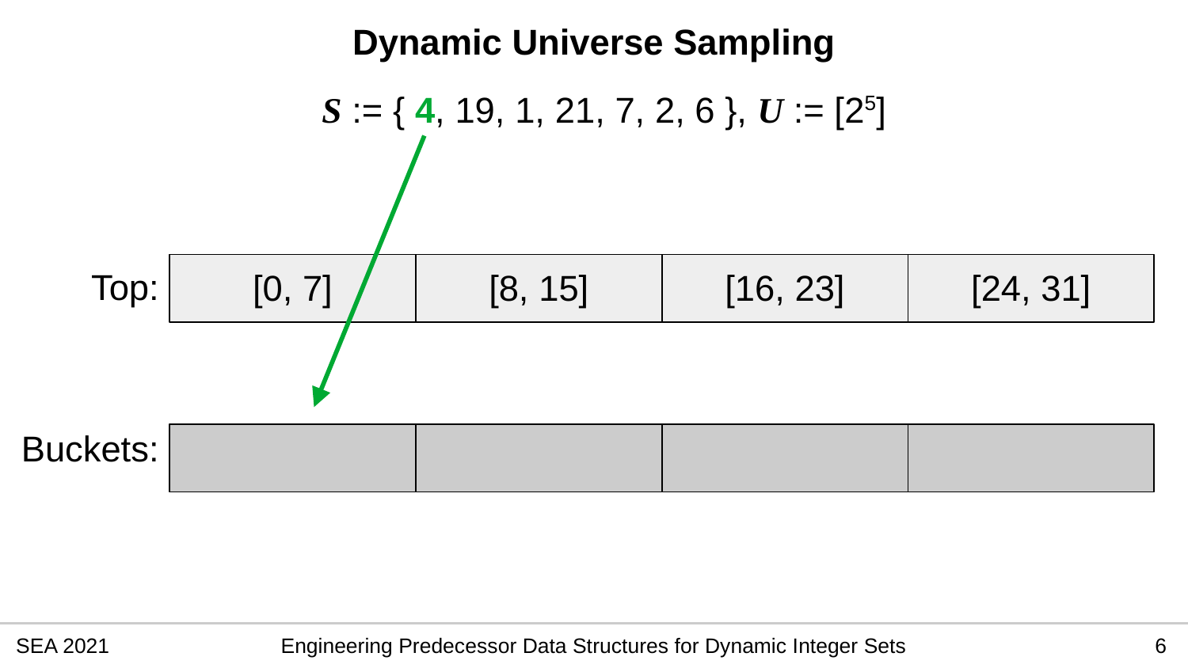# Dynamic Universe Sampling

$S$ := { **4**, 19, 1, 21, 7, 2, 6 }, $U$ := $[2^5]$

| Top: | [0, 7] | [8, 15] | [16, 23] | [24, 31] |
|---|---|---|---|---|
| Buckets: | | | | |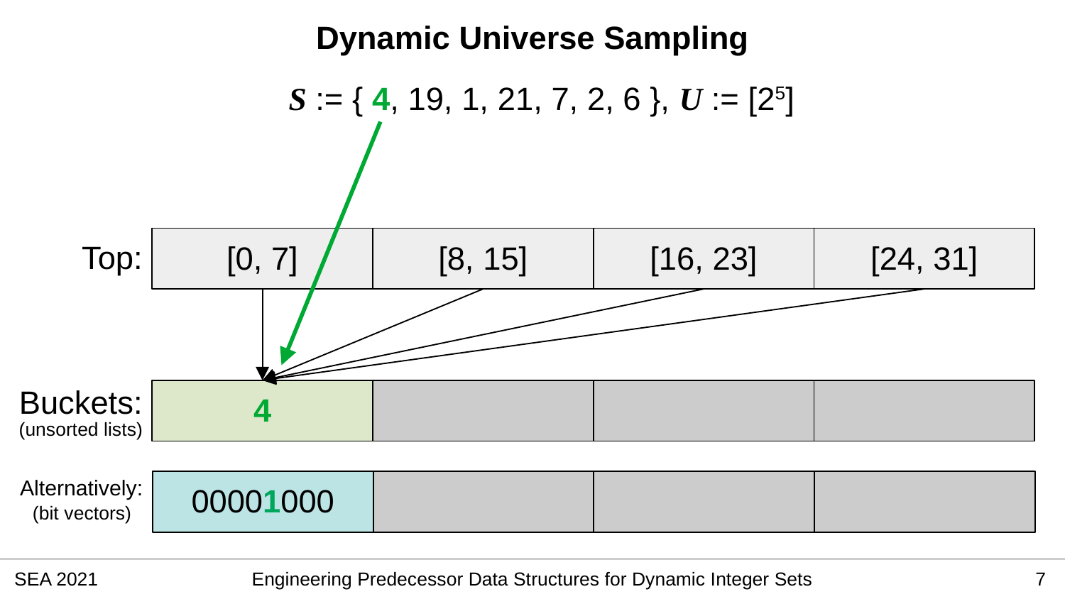# Dynamic Universe Sampling

$S$ := { **4**, 19, 1, 21, 7, 2, 6 }, $U$ := [$2^5$]

| Top: | [0, 7] | [8, 15] | [16, 23] | [24, 31] |
| --- | --- | --- | --- | --- |
| Buckets: (unsorted lists) | **4** | | | |
| Alternatively: (bit vectors) | 0000**1**000 | | | |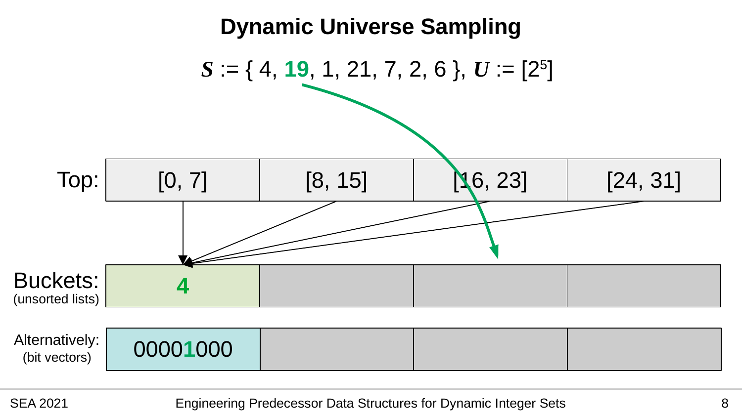# Dynamic Universe Sampling

$S$ := { 4, **19**, 1, 21, 7, 2, 6 }, $U$ := $[2^5]$

| Top: | [0, 7] | [8, 15] | [16, 23] | [24, 31] |
|---|---|---|---|---|
| Buckets: (unsorted lists) | **4** | | | |
| Alternatively: (bit vectors) | 0000**1**000 | | | |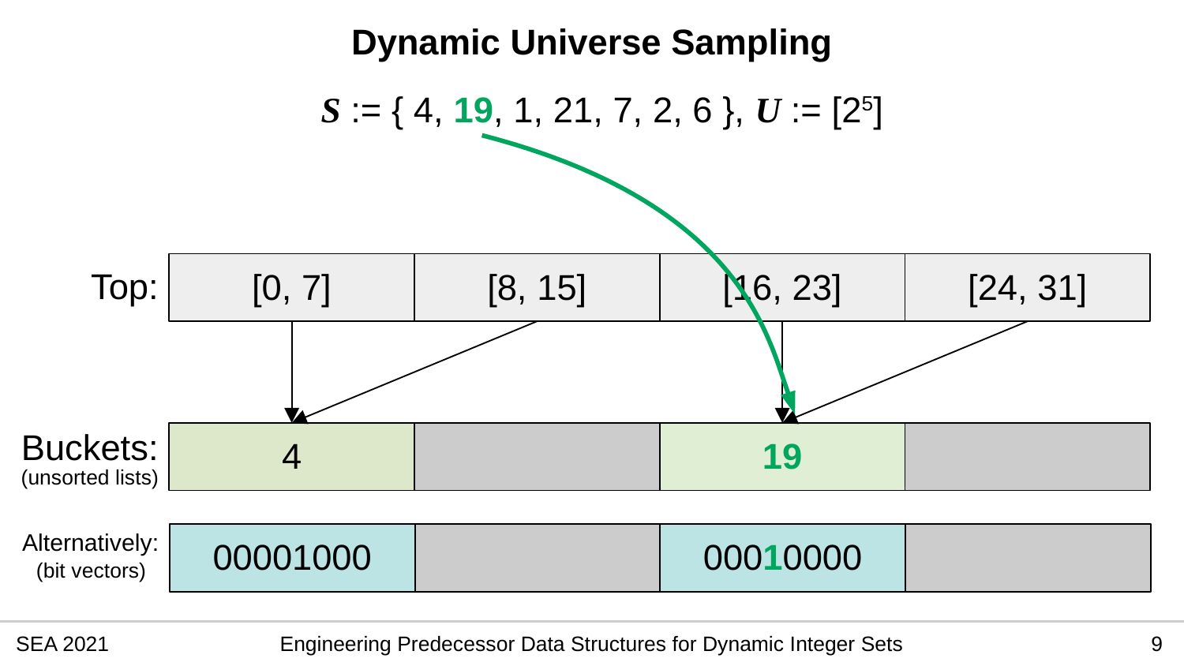# Dynamic Universe Sampling

$S$ := { 4, **19**, 1, 21, 7, 2, 6 }, $U$ := $[2^5]$

| | | | | |
|---|---|---|---|---|
| Top: | [0, 7] | [8, 15] | [16, 23] | [24, 31] |
| Buckets: (unsorted lists) | 4 | | **19** | |
| Alternatively: (bit vectors) | 00001000 | | 00010000 | |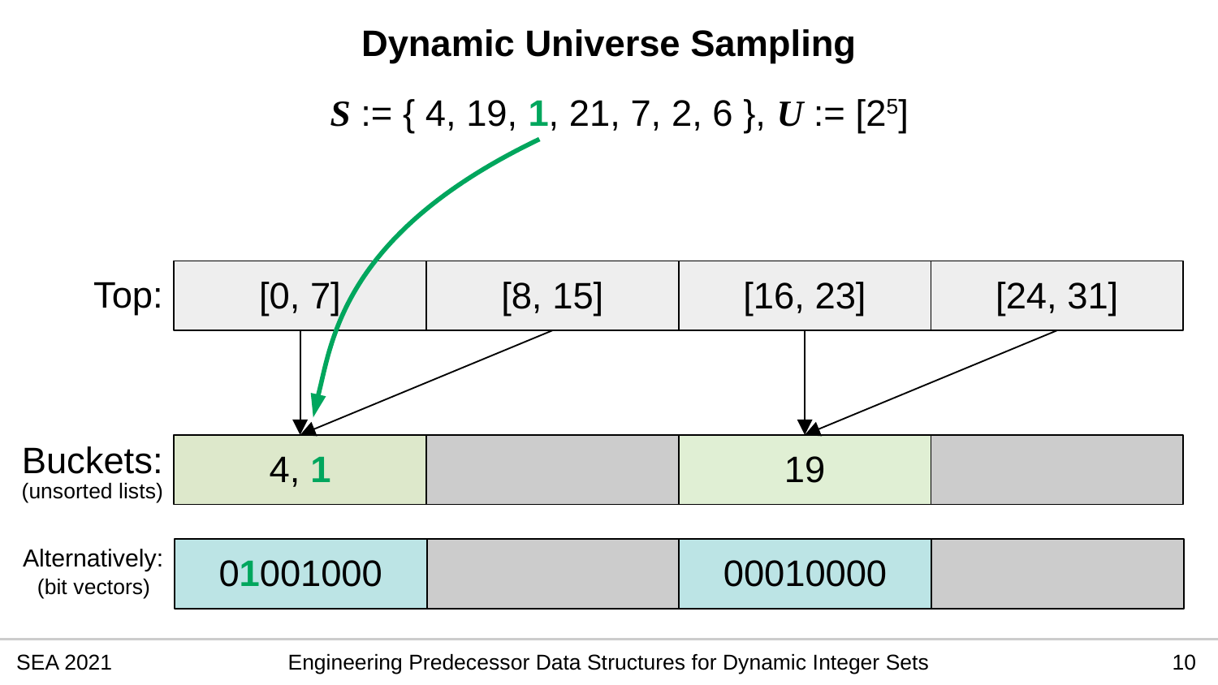# Dynamic Universe Sampling

$S$ := { 4, 19, **1**, 21, 7, 2, 6 }, $U$ := $[2^5]$

| Top: | [0, 7] | [8, 15] | [16, 23] | [24, 31] |
|---|---|---|---|---|
| Buckets: (unsorted lists) | 4, **1** | | 19 | |
| Alternatively: (bit vectors) | 0**1**001000 | | 00010000 | |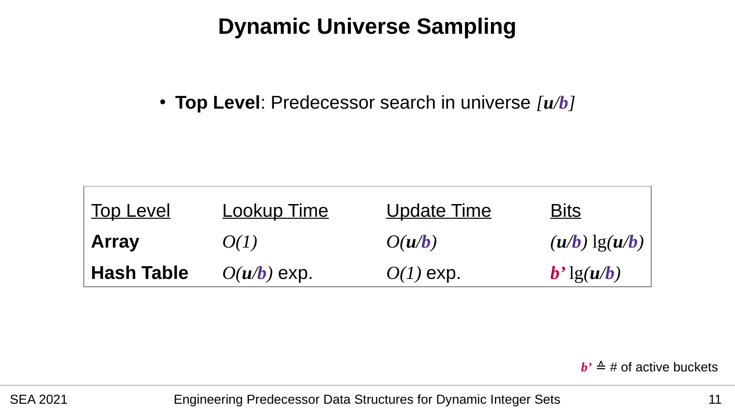# Dynamic Universe Sampling

- **Top Level**: Predecessor search in universe $[u/b]$

| Top Level | Lookup Time | Update Time | Bits |
| --- | --- | --- | --- |
| **Array** | $O(1)$ | $O(u/b)$ | $(u/b) \lg(u/b)$ |
| **Hash Table** | $O(u/b)$ exp. | $O(1)$ exp. | $b' \lg(u/b)$ |

$b'$ ≜ # of active buckets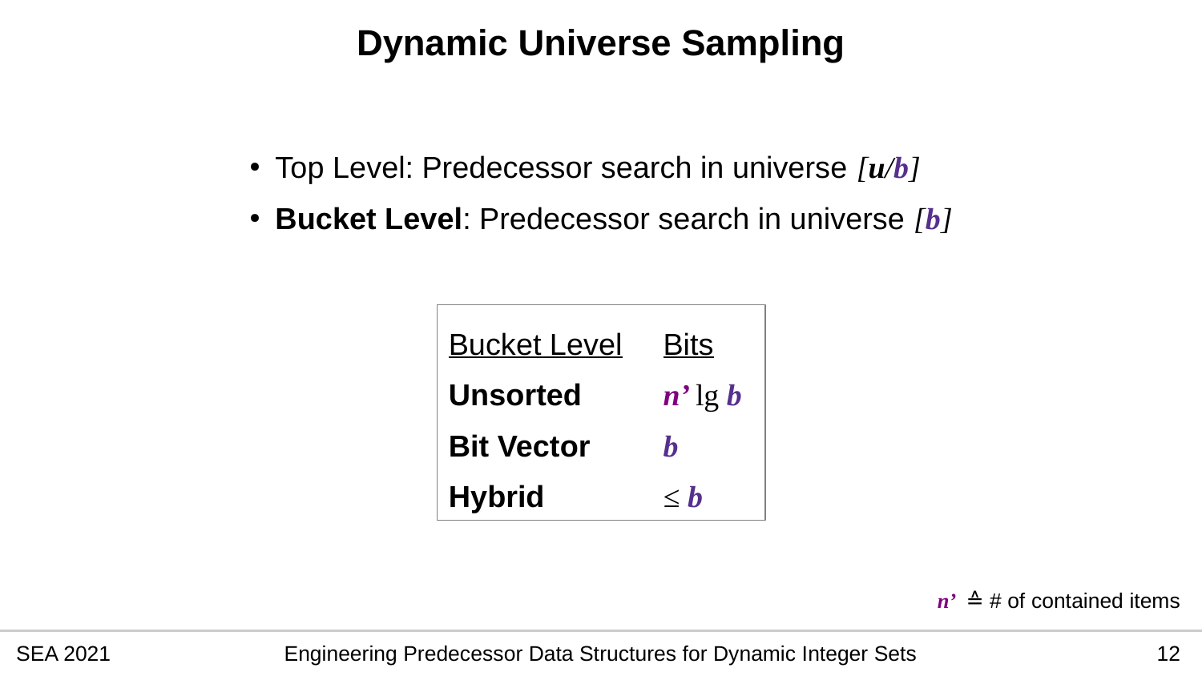# Dynamic Universe Sampling

- Top Level: Predecessor search in universe $[u/b]$
- **Bucket Level**: Predecessor search in universe $[b]$

| Bucket Level | Bits |
|---|---|
| **Unsorted** | $n' \lg b$ |
| **Bit Vector** | $b$ |
| **Hybrid** | $\leq b$ |

$n' \triangleq$ # of contained items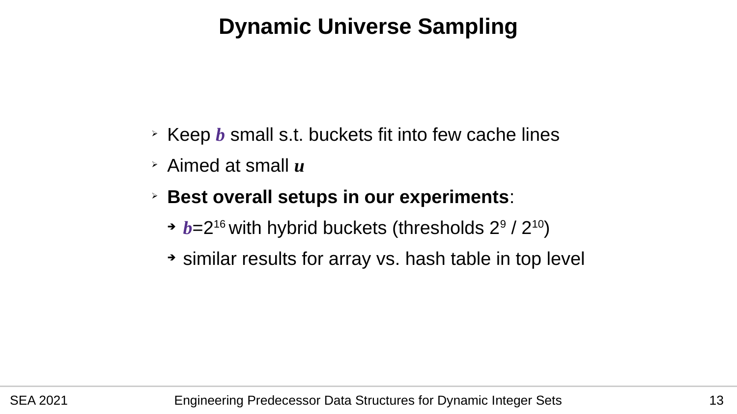# Dynamic Universe Sampling

- Keep $b$ small s.t. buckets fit into few cache lines
- Aimed at small $u$
- **Best overall setups in our experiments**:
  - $b=2^{16}$ with hybrid buckets (thresholds $2^9$ / $2^{10}$)
  - similar results for array vs. hash table in top level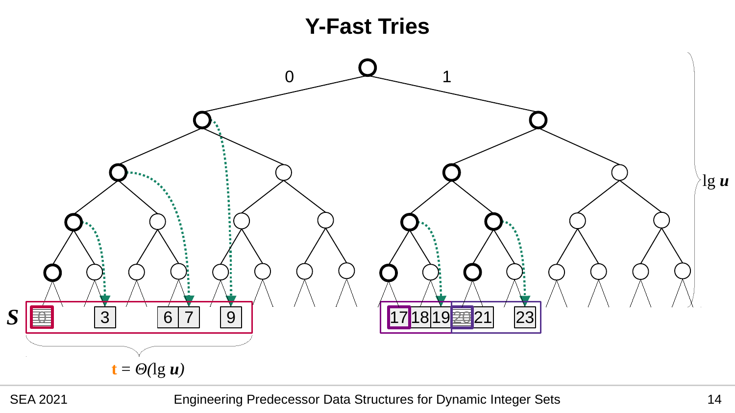# Y-Fast Tries

0 1

$\lg u$

$S$ 0 3 6 7 9 17 18 19 20 21 23

$t = \Theta(\lg u)$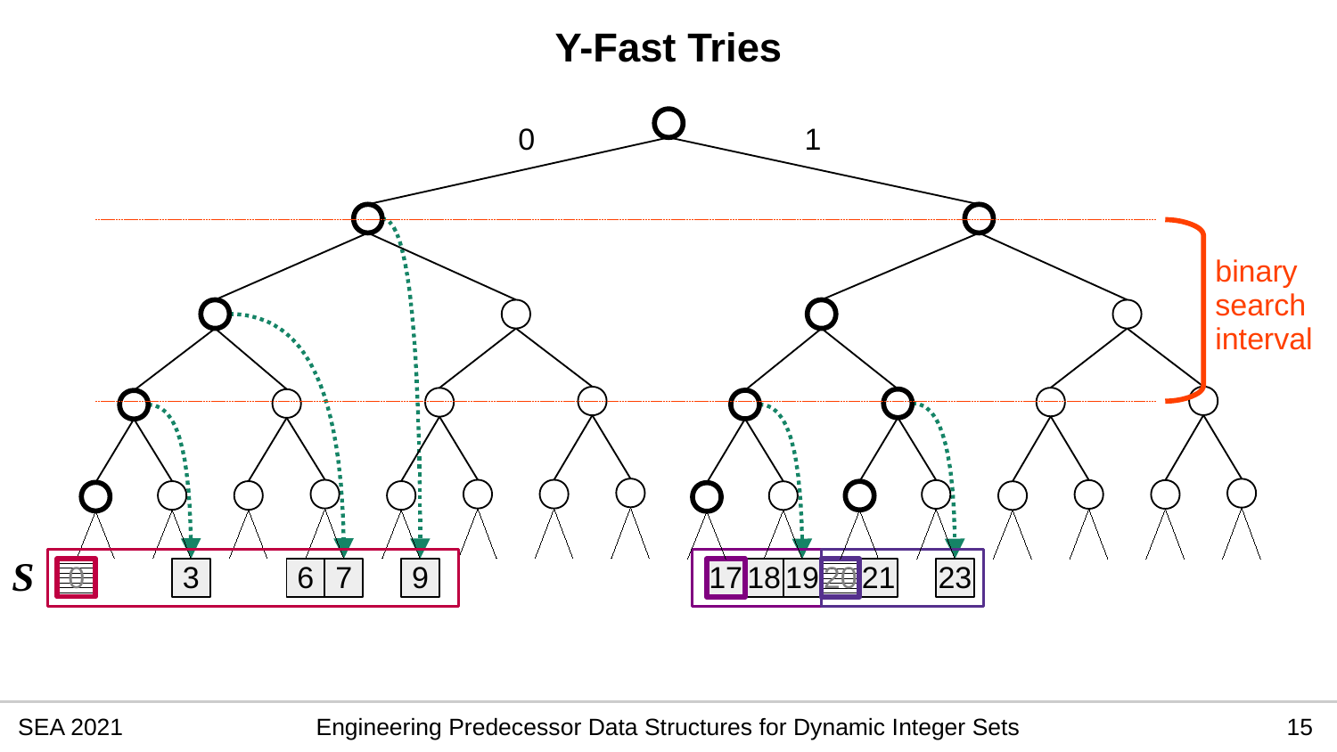# Y-Fast Tries

0

1

binary search interval

$S$

0 3 6 7 9 17 18 19 20 21 23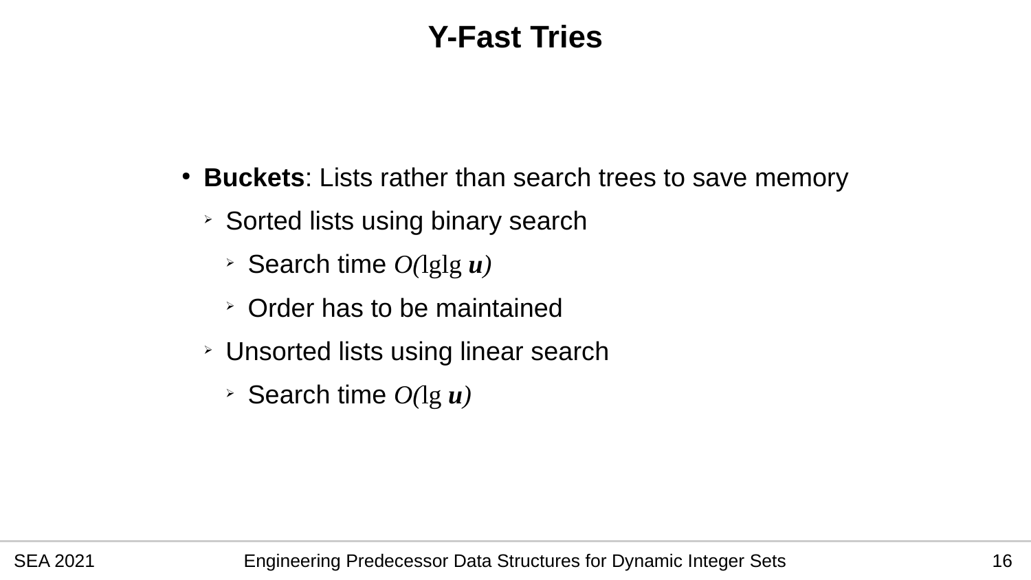# Y-Fast Tries

- **Buckets**: Lists rather than search trees to save memory
  - Sorted lists using binary search
    - Search time $O(\lg\lg u)$
    - Order has to be maintained
  - Unsorted lists using linear search
    - Search time $O(\lg u)$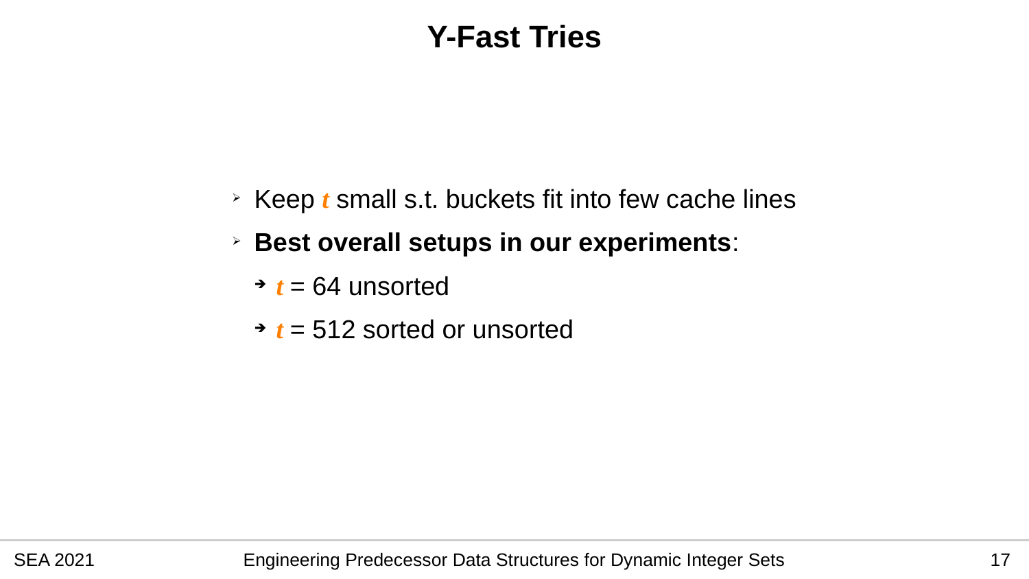# Y-Fast Tries

- Keep ***t*** small s.t. buckets fit into few cache lines
- **Best overall setups in our experiments**:
  - ***t*** = 64 unsorted
  - ***t*** = 512 sorted or unsorted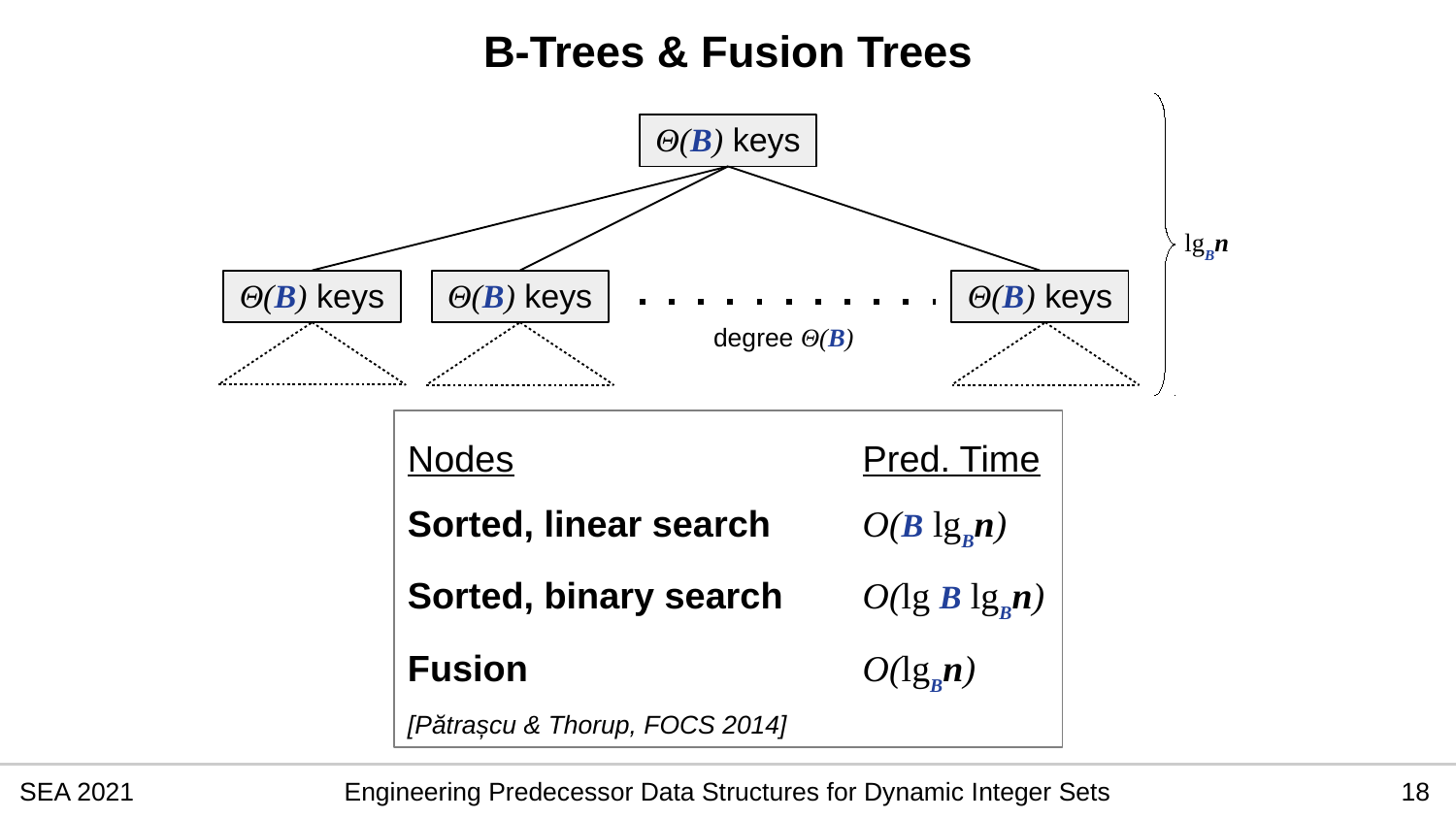# B-Trees & Fusion Trees

$\Theta(B)$ keys

$\Theta(B)$ keys　$\Theta(B)$ keys　. . . . . . . . . . . .　$\Theta(B)$ keys

degree $\Theta(B)$

$\lg_B n$

| Nodes | Pred. Time |
|---|---|
| **Sorted, linear search** | $O(B \lg_B n)$ |
| **Sorted, binary search** | $O(\lg B \lg_B n)$ |
| **Fusion** | $O(\lg_B n)$ |

*[Pătrașcu & Thorup, FOCS 2014]*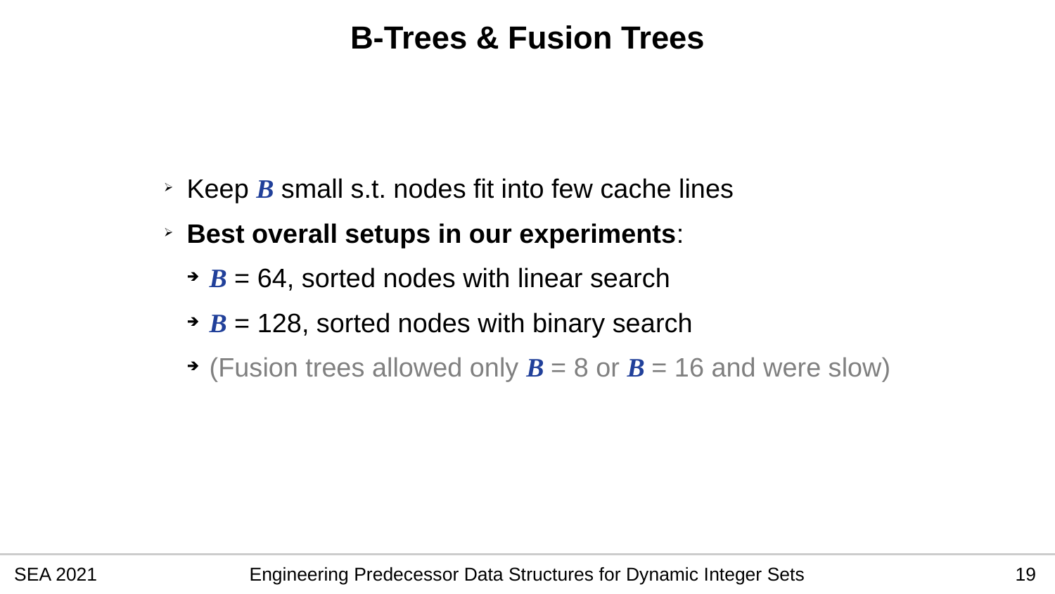# B-Trees & Fusion Trees

- Keep $B$ small s.t. nodes fit into few cache lines
- **Best overall setups in our experiments**:
  - $B = 64$, sorted nodes with linear search
  - $B = 128$, sorted nodes with binary search
  - (Fusion trees allowed only $B = 8$ or $B = 16$ and were slow)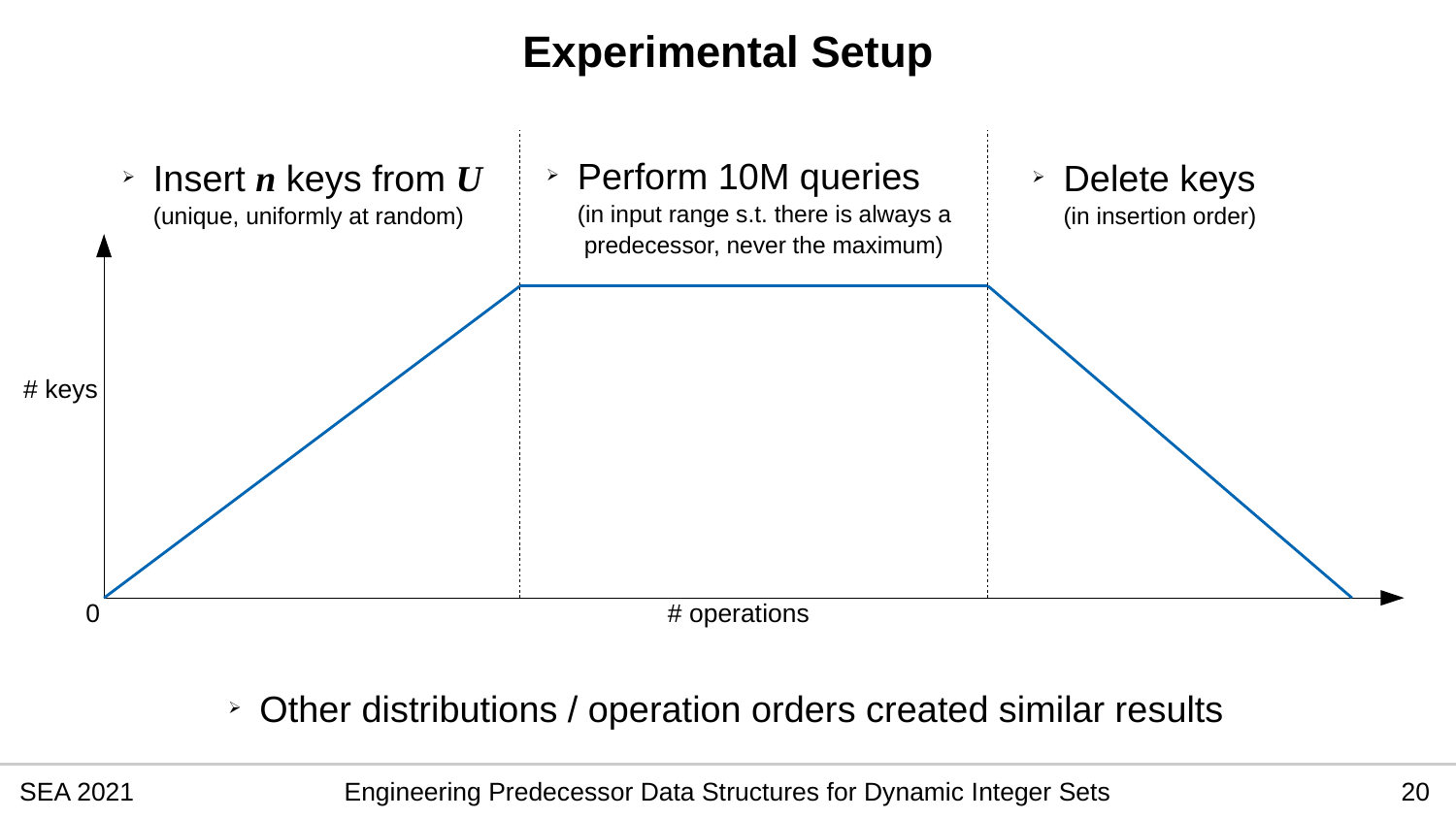# Experimental Setup

- Insert $n$ keys from $U$
  (unique, uniformly at random)
- Perform 10M queries
  (in input range s.t. there is always a predecessor, never the maximum)
- Delete keys
  (in insertion order)

# keys

0

# operations

- Other distributions / operation orders created similar results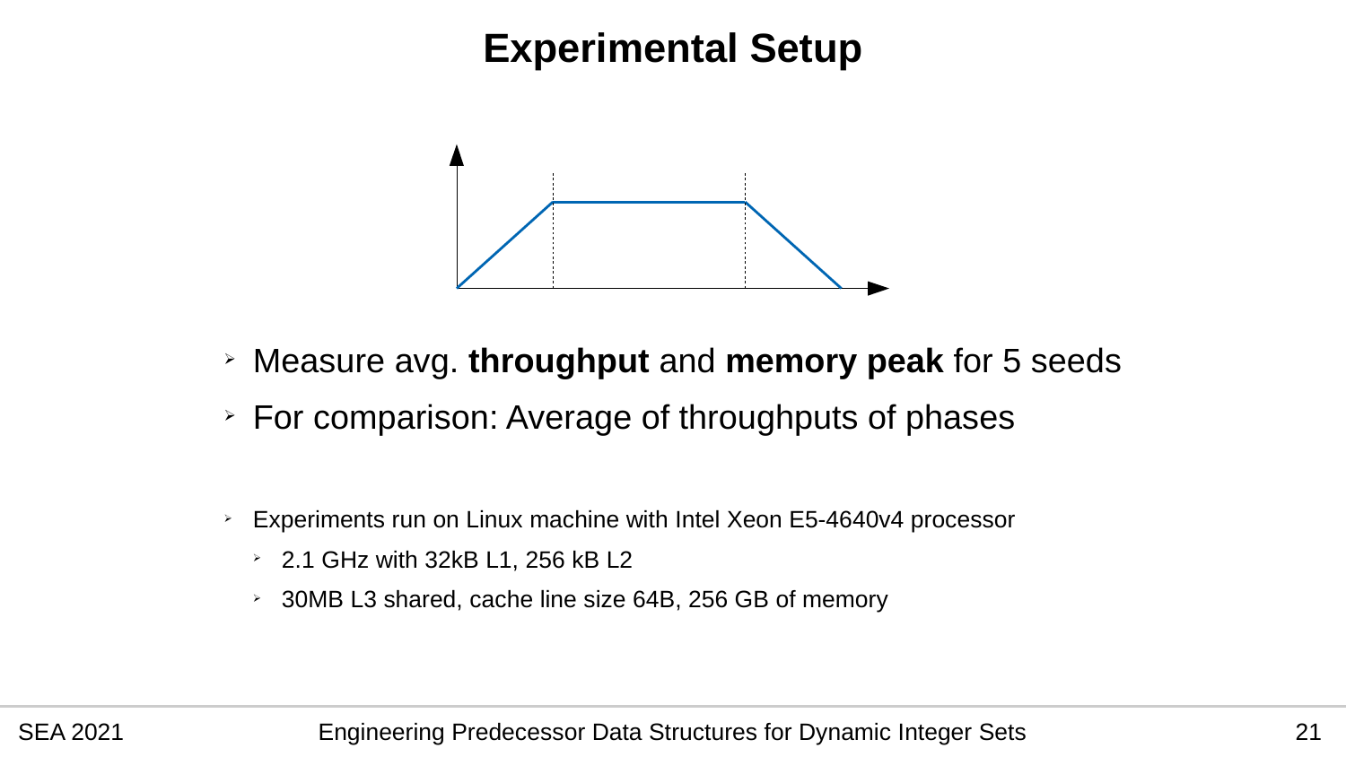# Experimental Setup

- Measure avg. **throughput** and **memory peak** for 5 seeds
- For comparison: Average of throughputs of phases

- Experiments run on Linux machine with Intel Xeon E5-4640v4 processor
  - 2.1 GHz with 32kB L1, 256 kB L2
  - 30MB L3 shared, cache line size 64B, 256 GB of memory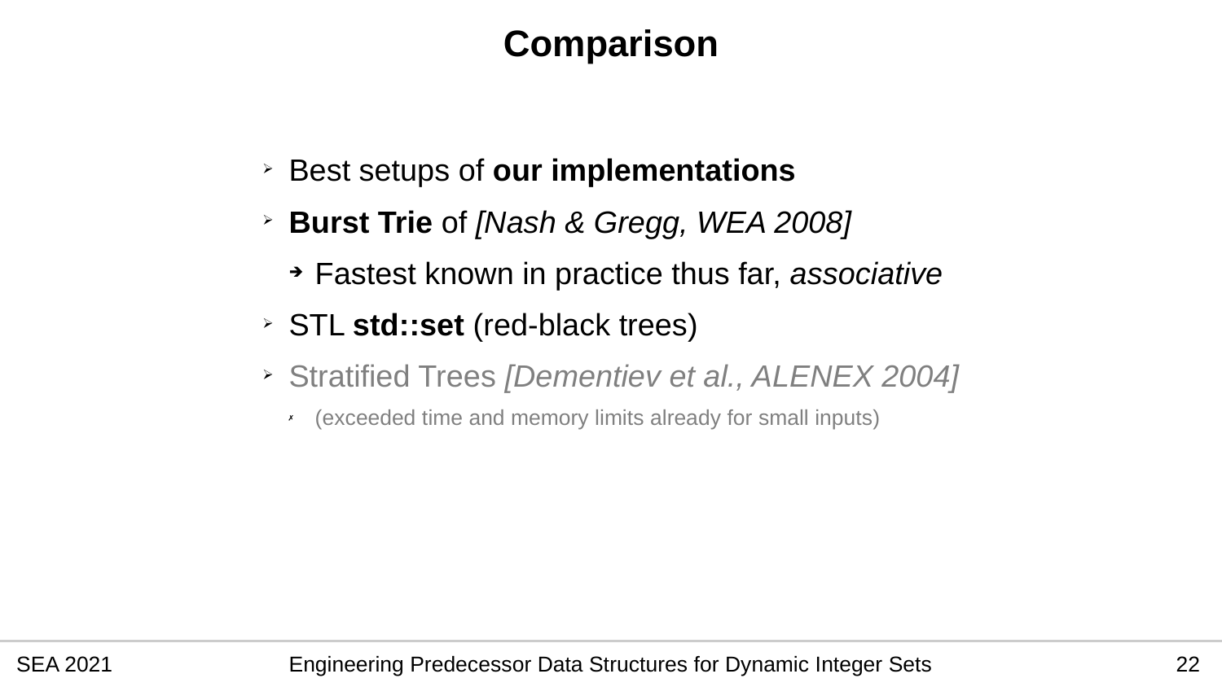# Comparison

- Best setups of **our implementations**
- **Burst Trie** of *[Nash & Gregg, WEA 2008]*
  - Fastest known in practice thus far, *associative*
- STL **std::set** (red-black trees)
- Stratified Trees *[Dementiev et al., ALENEX 2004]*
  - (exceeded time and memory limits already for small inputs)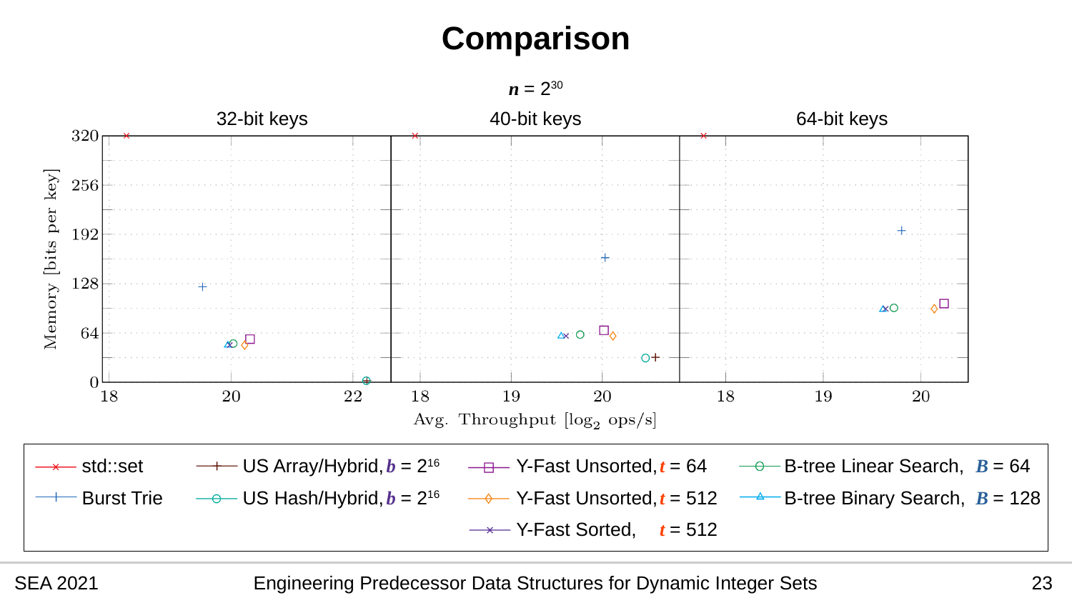# Comparison

$n = 2^{30}$

32-bit keys | 40-bit keys | 64-bit keys

Memory [bits per key]

Avg. Throughput [$\log_2$ ops/s]

- std::set
- Burst Trie
- US Array/Hybrid, $b = 2^{16}$
- US Hash/Hybrid, $b = 2^{16}$
- Y-Fast Unsorted, $t = 64$
- Y-Fast Unsorted, $t = 512$
- Y-Fast Sorted, $t = 512$
- B-tree Linear Search, $B = 64$
- B-tree Binary Search, $B = 128$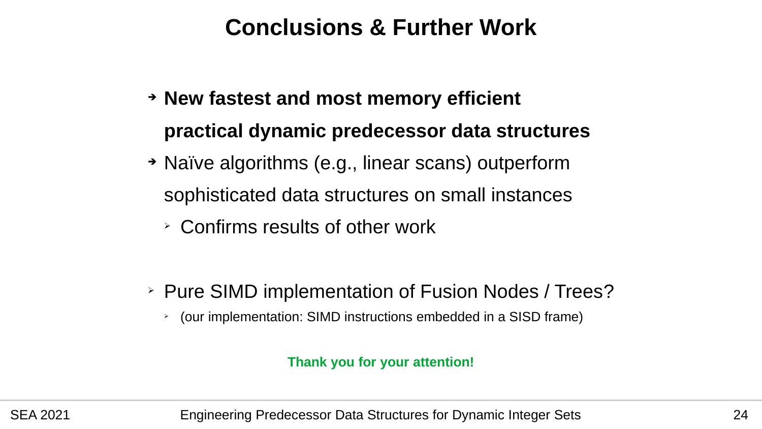# Conclusions & Further Work

- **New fastest and most memory efficient practical dynamic predecessor data structures**
- Naïve algorithms (e.g., linear scans) outperform sophisticated data structures on small instances
  - Confirms results of other work

- Pure SIMD implementation of Fusion Nodes / Trees?
  - (our implementation: SIMD instructions embedded in a SISD frame)

**Thank you for your attention!**